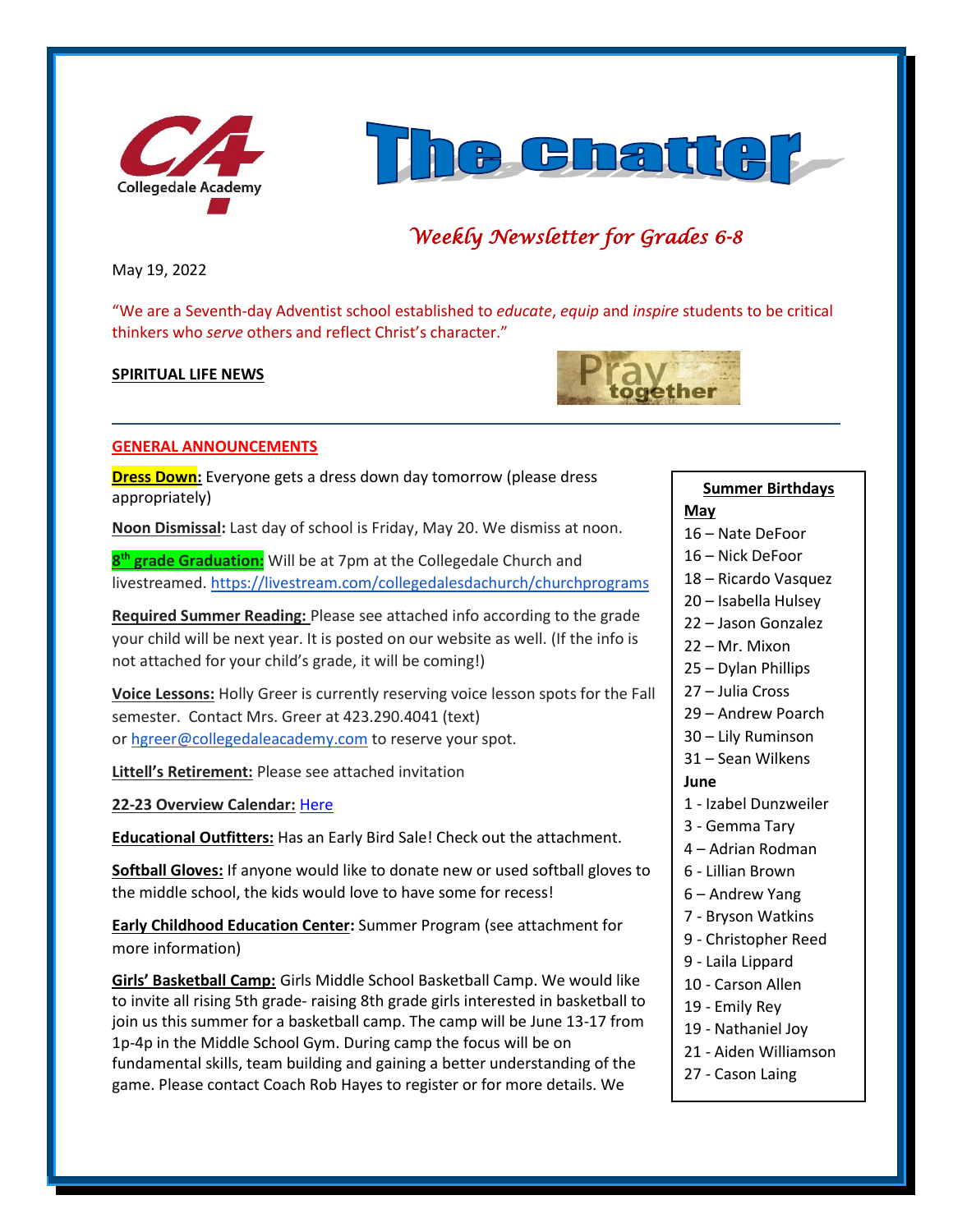Collegedale Academy

# The Chatter

*Weekly Newsletter for Grades 6-8*

May 19, 2022

"We are a Seventh-day Adventist school established to *educate*, *equip* and *inspire* students to be critical thinkers who *serve* others and reflect Christ's character."

**SPIRITUAL LIFE NEWS**

Pray together

**GENERAL ANNOUNCEMENTS**

**Dress Down:** Everyone gets a dress down day tomorrow (please dress appropriately)

**Noon Dismissal:** Last day of school is Friday, May 20. We dismiss at noon.

**8th grade Graduation:** Will be at 7pm at the Collegedale Church and livestreamed. https://livestream.com/collegedalesdachurch/churchprograms

**Required Summer Reading:** Please see attached info according to the grade your child will be next year. It is posted on our website as well. (If the info is not attached for your child's grade, it will be coming!)

**Voice Lessons:** Holly Greer is currently reserving voice lesson spots for the Fall semester. Contact Mrs. Greer at 423.290.4041 (text) or hgreer@collegedaleacademy.com to reserve your spot.

**Littell's Retirement:** Please see attached invitation

**22-23 Overview Calendar:** Here

**Educational Outfitters:** Has an Early Bird Sale! Check out the attachment.

**Softball Gloves:** If anyone would like to donate new or used softball gloves to the middle school, the kids would love to have some for recess!

**Early Childhood Education Center:** Summer Program (see attachment for more information)

**Girls' Basketball Camp:** Girls Middle School Basketball Camp. We would like to invite all rising 5th grade- raising 8th grade girls interested in basketball to join us this summer for a basketball camp. The camp will be June 13-17 from 1p-4p in the Middle School Gym. During camp the focus will be on fundamental skills, team building and gaining a better understanding of the game. Please contact Coach Rob Hayes to register or for more details. We

**Summer Birthdays**

**May**

16 – Nate DeFoor
16 – Nick DeFoor
18 – Ricardo Vasquez
20 – Isabella Hulsey
22 – Jason Gonzalez
22 – Mr. Mixon
25 – Dylan Phillips
27 – Julia Cross
29 – Andrew Poarch
30 – Lily Ruminson
31 – Sean Wilkens

**June**

1 - Izabel Dunzweiler
3 - Gemma Tary
4 – Adrian Rodman
6 - Lillian Brown
6 – Andrew Yang
7 - Bryson Watkins
9 - Christopher Reed
9 - Laila Lippard
10 - Carson Allen
19 - Emily Rey
19 - Nathaniel Joy
21 - Aiden Williamson
27 - Cason Laing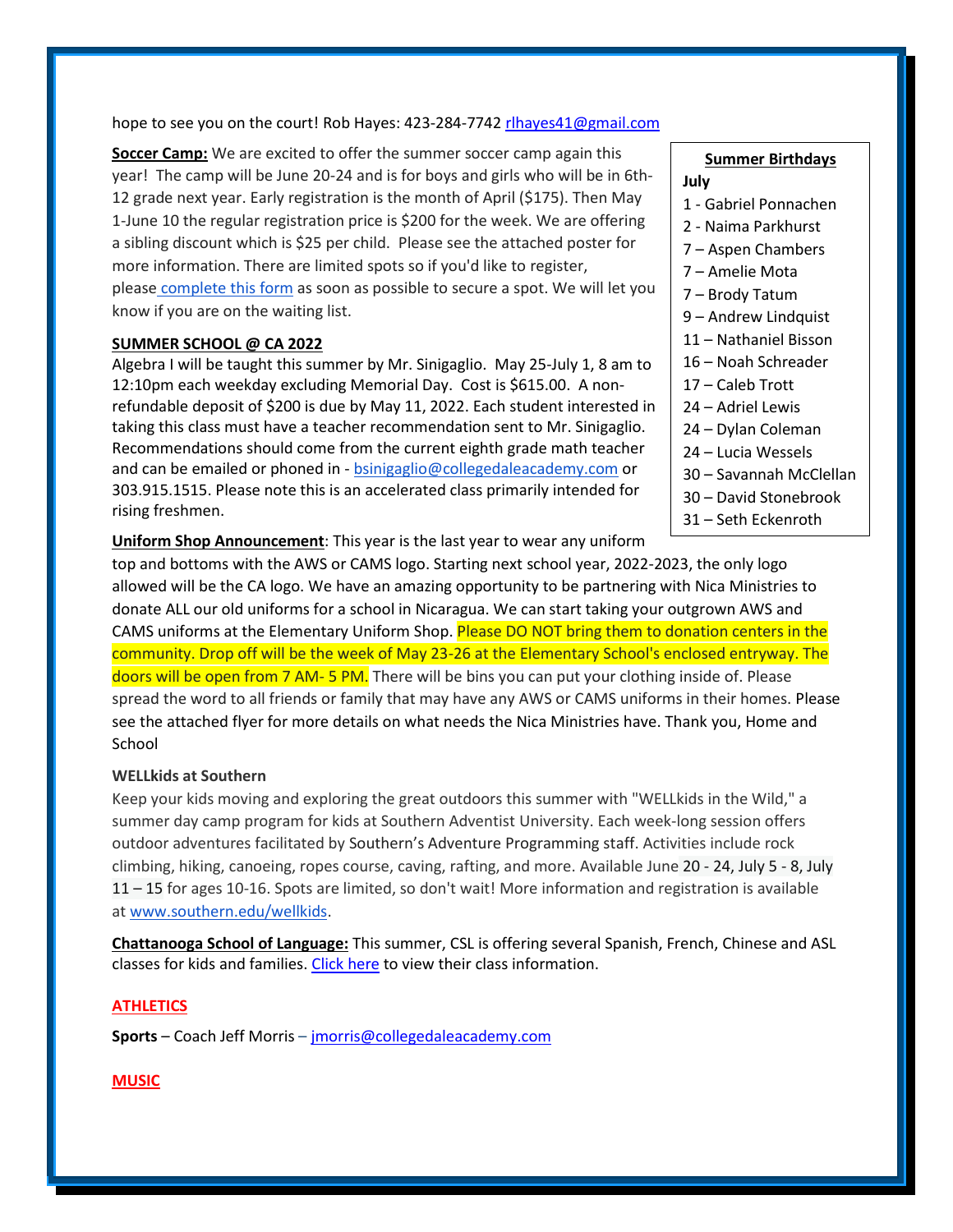hope to see you on the court! Rob Hayes: 423-284-7742 rlhayes41@gmail.com

**Soccer Camp:** We are excited to offer the summer soccer camp again this year! The camp will be June 20-24 and is for boys and girls who will be in 6th-12 grade next year. Early registration is the month of April ($175). Then May 1-June 10 the regular registration price is $200 for the week. We are offering a sibling discount which is $25 per child. Please see the attached poster for more information. There are limited spots so if you'd like to register, please complete this form as soon as possible to secure a spot. We will let you know if you are on the waiting list.

**Summer Birthdays**

**July**

1 - Gabriel Ponnachen
2 - Naima Parkhurst
7 – Aspen Chambers
7 – Amelie Mota
7 – Brody Tatum
9 – Andrew Lindquist
11 – Nathaniel Bisson
16 – Noah Schreader
17 – Caleb Trott
24 – Adriel Lewis
24 – Dylan Coleman
24 – Lucia Wessels
30 – Savannah McClellan
30 – David Stonebrook
31 – Seth Eckenroth

**SUMMER SCHOOL @ CA 2022**

Algebra I will be taught this summer by Mr. Sinigaglio. May 25-July 1, 8 am to 12:10pm each weekday excluding Memorial Day. Cost is $615.00. A non-refundable deposit of $200 is due by May 11, 2022. Each student interested in taking this class must have a teacher recommendation sent to Mr. Sinigaglio. Recommendations should come from the current eighth grade math teacher and can be emailed or phoned in - bsinigaglio@collegedaleacademy.com or 303.915.1515. Please note this is an accelerated class primarily intended for rising freshmen.

**Uniform Shop Announcement**: This year is the last year to wear any uniform top and bottoms with the AWS or CAMS logo. Starting next school year, 2022-2023, the only logo allowed will be the CA logo. We have an amazing opportunity to be partnering with Nica Ministries to donate ALL our old uniforms for a school in Nicaragua. We can start taking your outgrown AWS and CAMS uniforms at the Elementary Uniform Shop. Please DO NOT bring them to donation centers in the community. Drop off will be the week of May 23-26 at the Elementary School's enclosed entryway. The doors will be open from 7 AM- 5 PM. There will be bins you can put your clothing inside of. Please spread the word to all friends or family that may have any AWS or CAMS uniforms in their homes. Please see the attached flyer for more details on what needs the Nica Ministries have. Thank you, Home and School

**WELLkids at Southern**

Keep your kids moving and exploring the great outdoors this summer with "WELLkids in the Wild," a summer day camp program for kids at Southern Adventist University. Each week-long session offers outdoor adventures facilitated by Southern's Adventure Programming staff. Activities include rock climbing, hiking, canoeing, ropes course, caving, rafting, and more. Available June 20 - 24, July 5 - 8, July 11 – 15 for ages 10-16. Spots are limited, so don't wait! More information and registration is available at www.southern.edu/wellkids.

**Chattanooga School of Language:** This summer, CSL is offering several Spanish, French, Chinese and ASL classes for kids and families. Click here to view their class information.

**ATHLETICS**

**Sports** – Coach Jeff Morris – jmorris@collegedaleacademy.com

**MUSIC**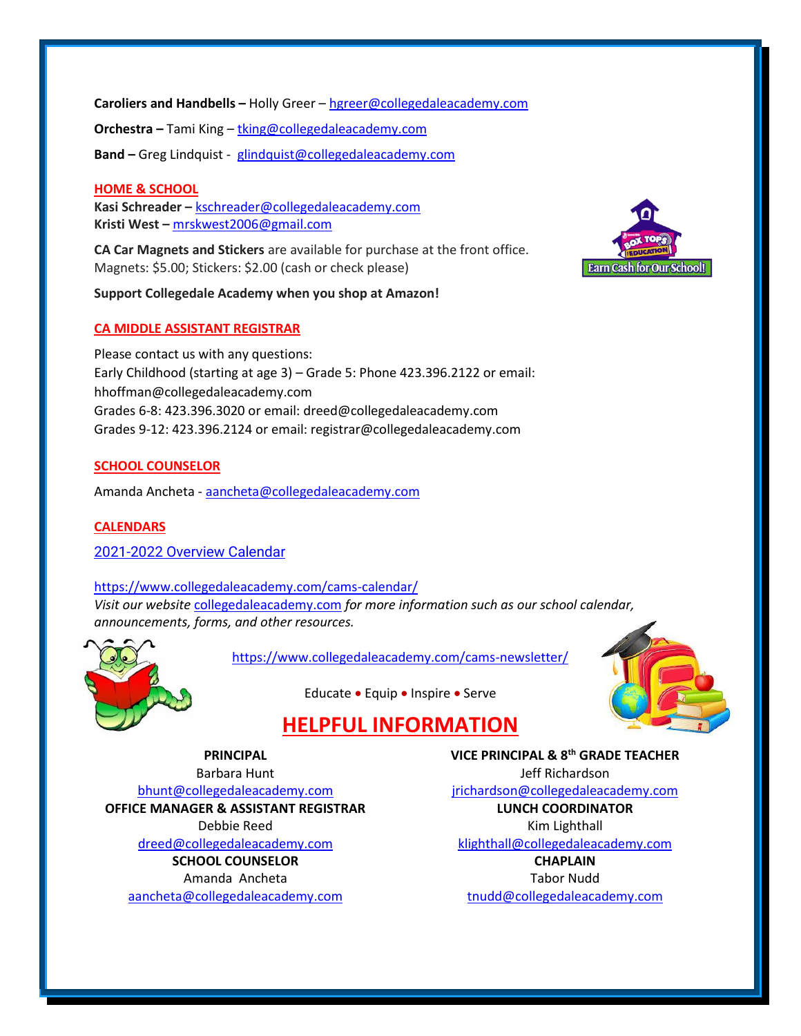**Caroliers and Handbells –** Holly Greer – hgreer@collegedaleacademy.com

**Orchestra –** Tami King – tking@collegedaleacademy.com

**Band –** Greg Lindquist - glindquist@collegedaleacademy.com

## HOME & SCHOOL

**Kasi Schreader –** kschreader@collegedaleacademy.com
**Kristi West –** mrskwest2006@gmail.com

**CA Car Magnets and Stickers** are available for purchase at the front office.
Magnets: $5.00; Stickers: $2.00 (cash or check please)

**Support Collegedale Academy when you shop at Amazon!**

## CA MIDDLE ASSISTANT REGISTRAR

Please contact us with any questions:
Early Childhood (starting at age 3) – Grade 5: Phone 423.396.2122 or email: hhoffman@collegedaleacademy.com
Grades 6-8: 423.396.3020 or email: dreed@collegedaleacademy.com
Grades 9-12: 423.396.2124 or email: registrar@collegedaleacademy.com

## SCHOOL COUNSELOR

Amanda Ancheta - aancheta@collegedaleacademy.com

## CALENDARS

2021-2022 Overview Calendar

https://www.collegedaleacademy.com/cams-calendar/
*Visit our website* collegedaleacademy.com *for more information such as our school calendar, announcements, forms, and other resources.*

https://www.collegedaleacademy.com/cams-newsletter/

Educate • Equip • Inspire • Serve

# HELPFUL INFORMATION

**PRINCIPAL**
Barbara Hunt
bhunt@collegedaleacademy.com

**OFFICE MANAGER & ASSISTANT REGISTRAR**
Debbie Reed
dreed@collegedaleacademy.com

**SCHOOL COUNSELOR**
Amanda Ancheta
aancheta@collegedaleacademy.com

**VICE PRINCIPAL & 8th GRADE TEACHER**
Jeff Richardson
jrichardson@collegedaleacademy.com

**LUNCH COORDINATOR**
Kim Lighthall
klighthall@collegedaleacademy.com

**CHAPLAIN**
Tabor Nudd
tnudd@collegedaleacademy.com